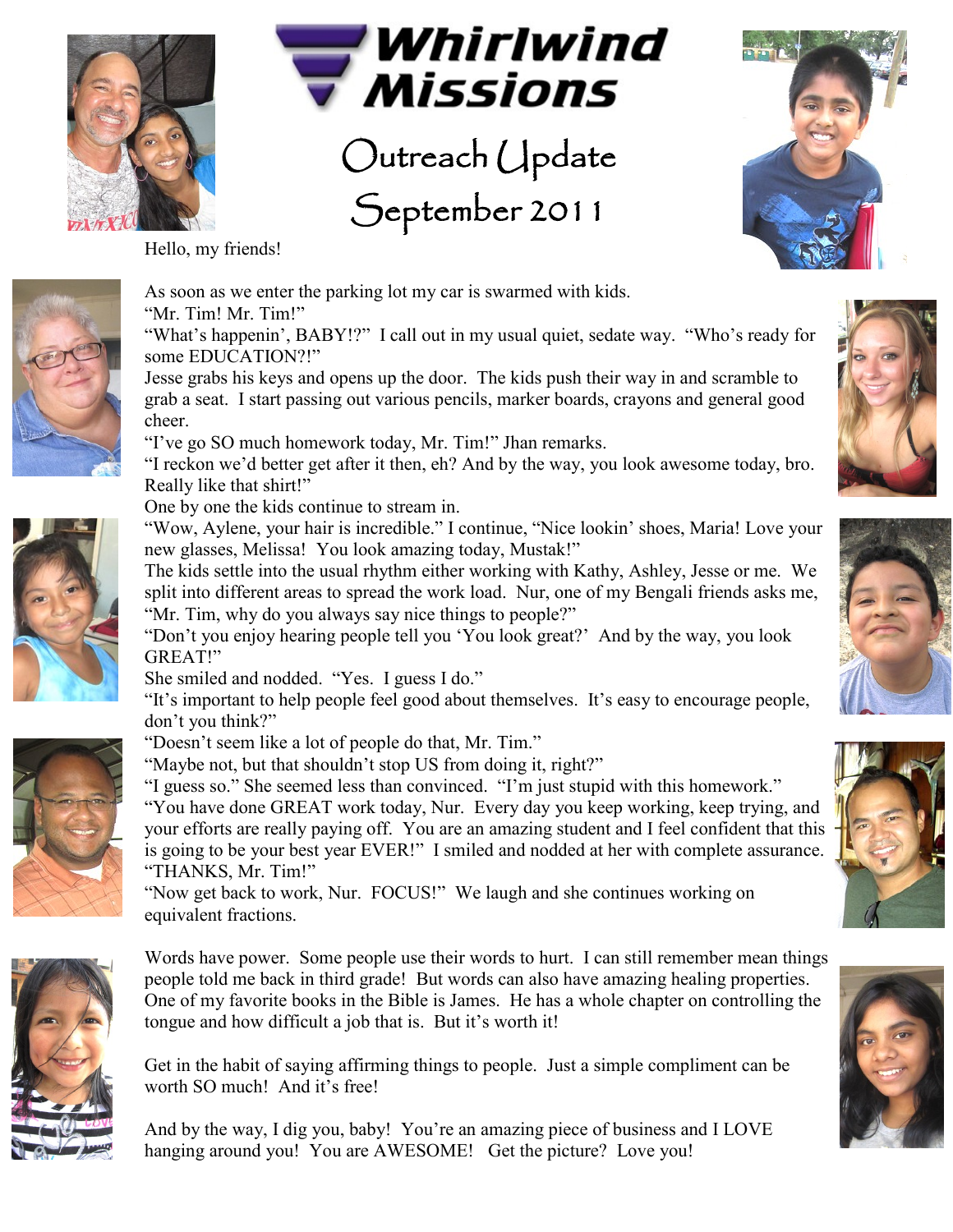# Whirlwind Missions

## Outreach Update

## September 2011

Hello, my friends!

As soon as we enter the parking lot my car is swarmed with kids.

"Mr. Tim! Mr. Tim!"

"What's happenin', BABY!?" I call out in my usual quiet, sedate way. "Who's ready for some EDUCATION?!"

Jesse grabs his keys and opens up the door. The kids push their way in and scramble to grab a seat. I start passing out various pencils, marker boards, crayons and general good cheer.

"I've go SO much homework today, Mr. Tim!" Jhan remarks.

"I reckon we'd better get after it then, eh? And by the way, you look awesome today, bro. Really like that shirt!"

One by one the kids continue to stream in.

"Wow, Aylene, your hair is incredible." I continue, "Nice lookin' shoes, Maria! Love your new glasses, Melissa! You look amazing today, Mustak!"

The kids settle into the usual rhythm either working with Kathy, Ashley, Jesse or me. We split into different areas to spread the work load. Nur, one of my Bengali friends asks me, "Mr. Tim, why do you always say nice things to people?"

"Don't you enjoy hearing people tell you 'You look great?' And by the way, you look GREAT!"

She smiled and nodded. "Yes. I guess I do."

"It's important to help people feel good about themselves. It's easy to encourage people, don't you think?"

"Doesn't seem like a lot of people do that, Mr. Tim."

"Maybe not, but that shouldn't stop US from doing it, right?"

"I guess so." She seemed less than convinced. "I'm just stupid with this homework."

"You have done GREAT work today, Nur. Every day you keep working, keep trying, and your efforts are really paying off. You are an amazing student and I feel confident that this is going to be your best year EVER!" I smiled and nodded at her with complete assurance.

"THANKS, Mr. Tim!"

"Now get back to work, Nur. FOCUS!" We laugh and she continues working on equivalent fractions.

Words have power. Some people use their words to hurt. I can still remember mean things people told me back in third grade! But words can also have amazing healing properties. One of my favorite books in the Bible is James. He has a whole chapter on controlling the tongue and how difficult a job that is. But it's worth it!

Get in the habit of saying affirming things to people. Just a simple compliment can be worth SO much! And it's free!

And by the way, I dig you, baby! You're an amazing piece of business and I LOVE hanging around you! You are AWESOME! Get the picture? Love you!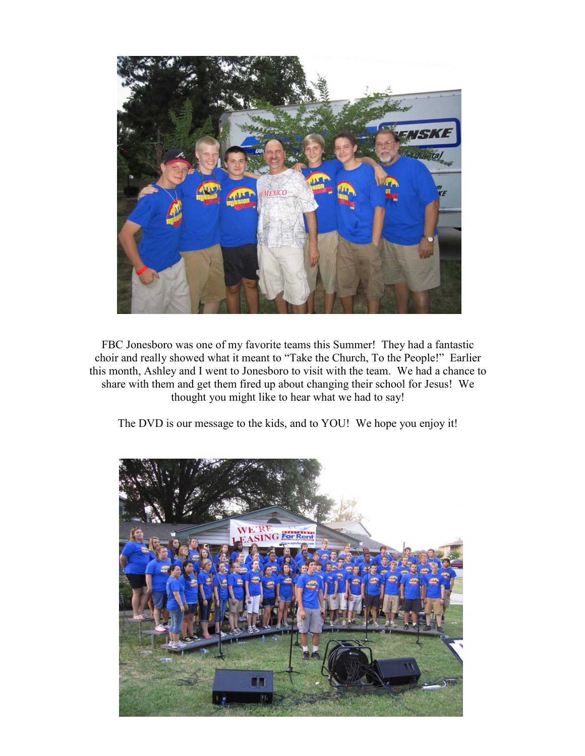FBC Jonesboro was one of my favorite teams this Summer! They had a fantastic choir and really showed what it meant to "Take the Church, To the People!" Earlier this month, Ashley and I went to Jonesboro to visit with the team. We had a chance to share with them and get them fired up about changing their school for Jesus! We thought you might like to hear what we had to say!

The DVD is our message to the kids, and to YOU! We hope you enjoy it!